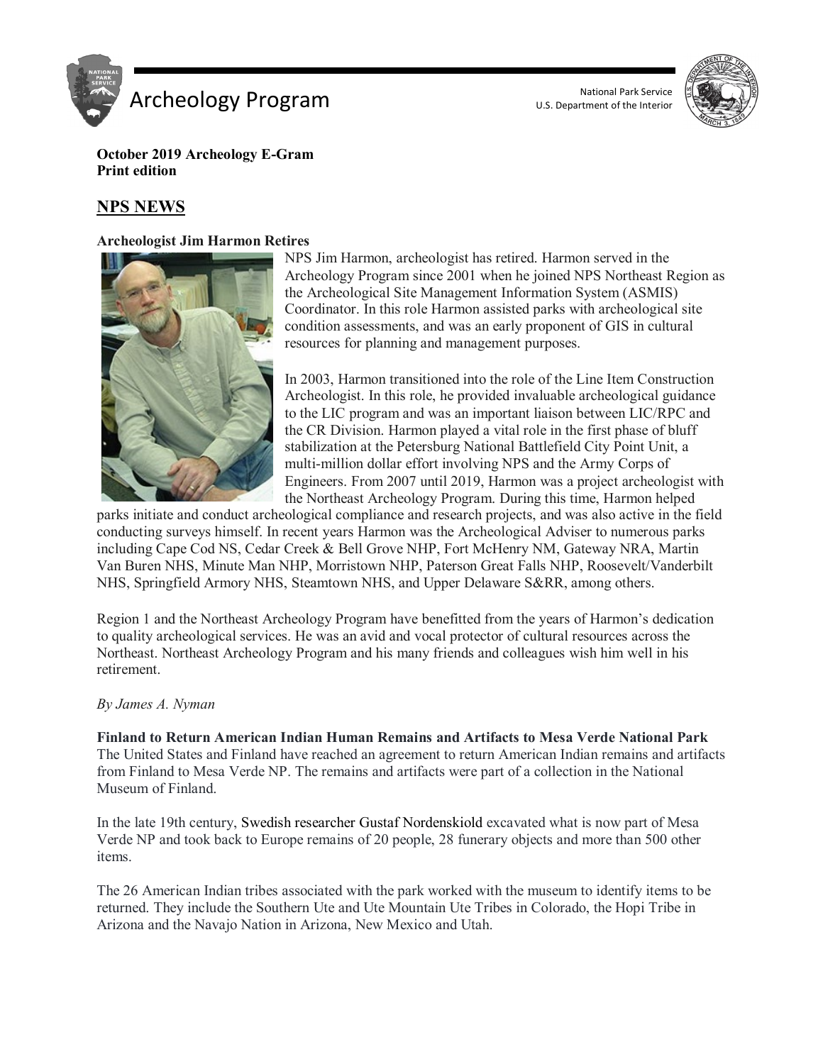Archeology Program

National Park Service
U.S. Department of the Interior

**October 2019 Archeology E-Gram**
**Print edition**

## NPS NEWS

**Archeologist Jim Harmon Retires**

NPS Jim Harmon, archeologist has retired. Harmon served in the Archeology Program since 2001 when he joined NPS Northeast Region as the Archeological Site Management Information System (ASMIS) Coordinator. In this role Harmon assisted parks with archeological site condition assessments, and was an early proponent of GIS in cultural resources for planning and management purposes.

In 2003, Harmon transitioned into the role of the Line Item Construction Archeologist. In this role, he provided invaluable archeological guidance to the LIC program and was an important liaison between LIC/RPC and the CR Division. Harmon played a vital role in the first phase of bluff stabilization at the Petersburg National Battlefield City Point Unit, a multi-million dollar effort involving NPS and the Army Corps of Engineers. From 2007 until 2019, Harmon was a project archeologist with the Northeast Archeology Program. During this time, Harmon helped parks initiate and conduct archeological compliance and research projects, and was also active in the field conducting surveys himself. In recent years Harmon was the Archeological Adviser to numerous parks including Cape Cod NS, Cedar Creek & Bell Grove NHP, Fort McHenry NM, Gateway NRA, Martin Van Buren NHS, Minute Man NHP, Morristown NHP, Paterson Great Falls NHP, Roosevelt/Vanderbilt NHS, Springfield Armory NHS, Steamtown NHS, and Upper Delaware S&RR, among others.

Region 1 and the Northeast Archeology Program have benefitted from the years of Harmon's dedication to quality archeological services. He was an avid and vocal protector of cultural resources across the Northeast. Northeast Archeology Program and his many friends and colleagues wish him well in his retirement.

*By James A. Nyman*

**Finland to Return American Indian Human Remains and Artifacts to Mesa Verde National Park**

The United States and Finland have reached an agreement to return American Indian remains and artifacts from Finland to Mesa Verde NP. The remains and artifacts were part of a collection in the National Museum of Finland.

In the late 19th century, Swedish researcher Gustaf Nordenskiold excavated what is now part of Mesa Verde NP and took back to Europe remains of 20 people, 28 funerary objects and more than 500 other items.

The 26 American Indian tribes associated with the park worked with the museum to identify items to be returned. They include the Southern Ute and Ute Mountain Ute Tribes in Colorado, the Hopi Tribe in Arizona and the Navajo Nation in Arizona, New Mexico and Utah.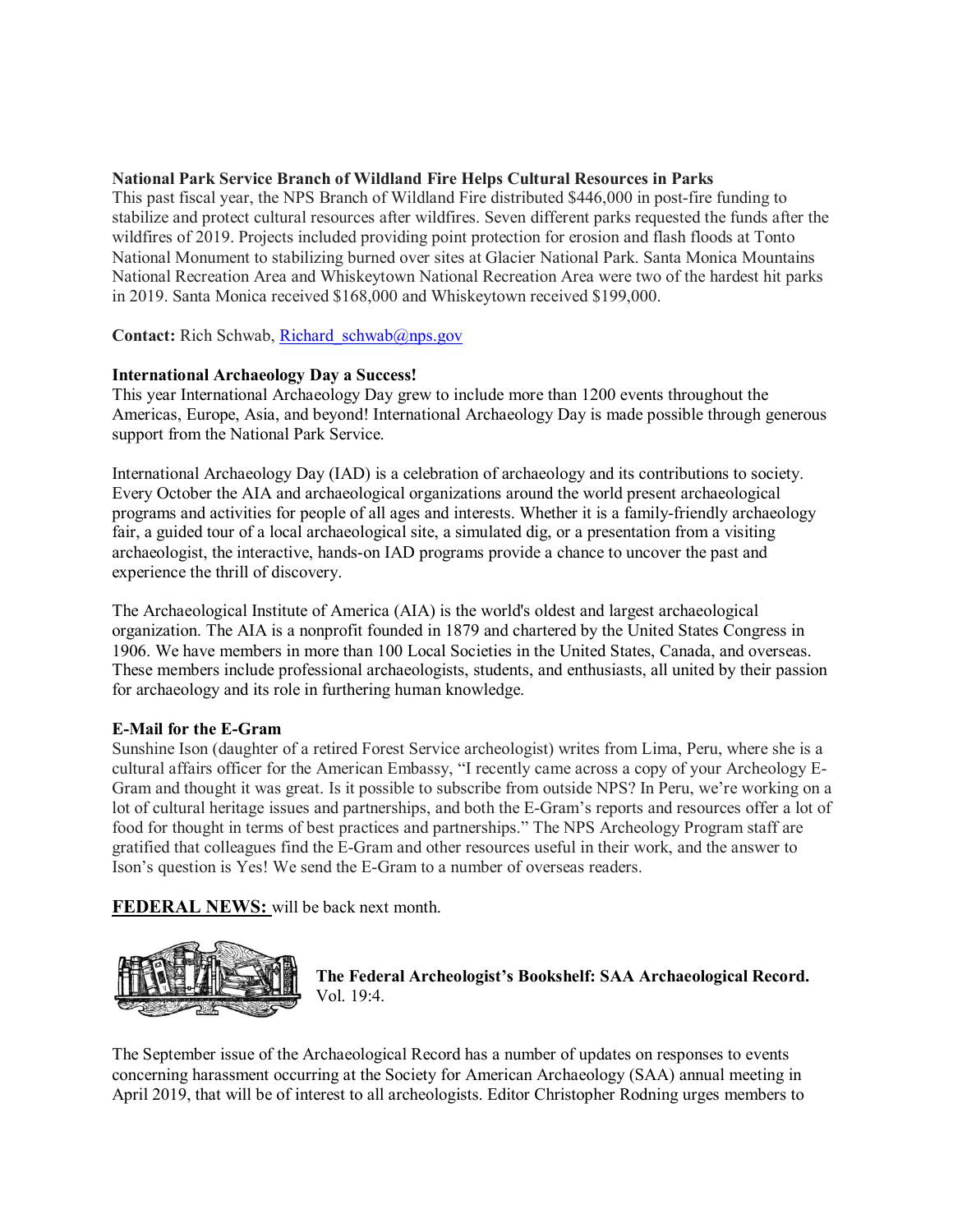**National Park Service Branch of Wildland Fire Helps Cultural Resources in Parks**
This past fiscal year, the NPS Branch of Wildland Fire distributed $446,000 in post-fire funding to stabilize and protect cultural resources after wildfires. Seven different parks requested the funds after the wildfires of 2019. Projects included providing point protection for erosion and flash floods at Tonto National Monument to stabilizing burned over sites at Glacier National Park. Santa Monica Mountains National Recreation Area and Whiskeytown National Recreation Area were two of the hardest hit parks in 2019. Santa Monica received $168,000 and Whiskeytown received $199,000.

**Contact:** Rich Schwab, Richard_schwab@nps.gov

**International Archaeology Day a Success!**
This year International Archaeology Day grew to include more than 1200 events throughout the Americas, Europe, Asia, and beyond! International Archaeology Day is made possible through generous support from the National Park Service.

International Archaeology Day (IAD) is a celebration of archaeology and its contributions to society. Every October the AIA and archaeological organizations around the world present archaeological programs and activities for people of all ages and interests. Whether it is a family-friendly archaeology fair, a guided tour of a local archaeological site, a simulated dig, or a presentation from a visiting archaeologist, the interactive, hands-on IAD programs provide a chance to uncover the past and experience the thrill of discovery.

The Archaeological Institute of America (AIA) is the world's oldest and largest archaeological organization. The AIA is a nonprofit founded in 1879 and chartered by the United States Congress in 1906. We have members in more than 100 Local Societies in the United States, Canada, and overseas. These members include professional archaeologists, students, and enthusiasts, all united by their passion for archaeology and its role in furthering human knowledge.

**E-Mail for the E-Gram**
Sunshine Ison (daughter of a retired Forest Service archeologist) writes from Lima, Peru, where she is a cultural affairs officer for the American Embassy, "I recently came across a copy of your Archeology E-Gram and thought it was great. Is it possible to subscribe from outside NPS? In Peru, we're working on a lot of cultural heritage issues and partnerships, and both the E-Gram's reports and resources offer a lot of food for thought in terms of best practices and partnerships." The NPS Archeology Program staff are gratified that colleagues find the E-Gram and other resources useful in their work, and the answer to Ison's question is Yes! We send the E-Gram to a number of overseas readers.

**FEDERAL NEWS:** will be back next month.

**The Federal Archeologist's Bookshelf: SAA Archaeological Record.** Vol. 19:4.

The September issue of the Archaeological Record has a number of updates on responses to events concerning harassment occurring at the Society for American Archaeology (SAA) annual meeting in April 2019, that will be of interest to all archeologists. Editor Christopher Rodning urges members to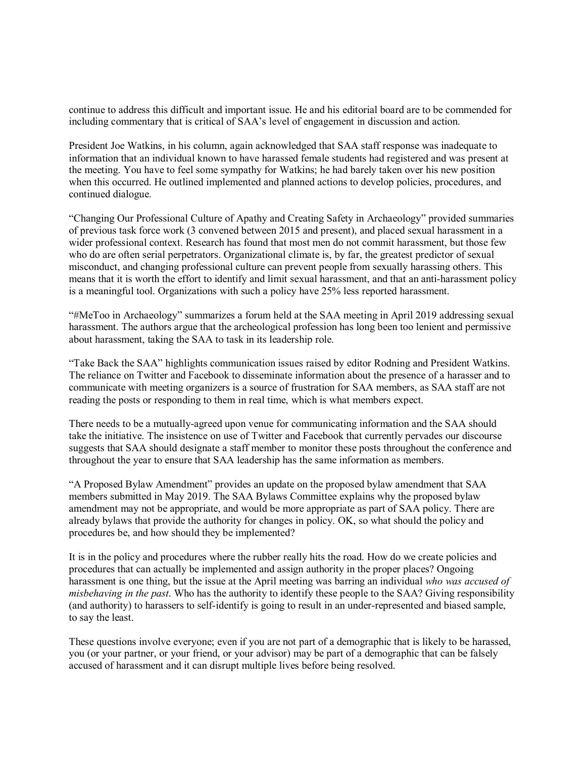continue to address this difficult and important issue. He and his editorial board are to be commended for including commentary that is critical of SAA's level of engagement in discussion and action.

President Joe Watkins, in his column, again acknowledged that SAA staff response was inadequate to information that an individual known to have harassed female students had registered and was present at the meeting. You have to feel some sympathy for Watkins; he had barely taken over his new position when this occurred. He outlined implemented and planned actions to develop policies, procedures, and continued dialogue.

"Changing Our Professional Culture of Apathy and Creating Safety in Archaeology" provided summaries of previous task force work (3 convened between 2015 and present), and placed sexual harassment in a wider professional context. Research has found that most men do not commit harassment, but those few who do are often serial perpetrators. Organizational climate is, by far, the greatest predictor of sexual misconduct, and changing professional culture can prevent people from sexually harassing others. This means that it is worth the effort to identify and limit sexual harassment, and that an anti-harassment policy is a meaningful tool. Organizations with such a policy have 25% less reported harassment.

"#MeToo in Archaeology" summarizes a forum held at the SAA meeting in April 2019 addressing sexual harassment. The authors argue that the archeological profession has long been too lenient and permissive about harassment, taking the SAA to task in its leadership role.

"Take Back the SAA" highlights communication issues raised by editor Rodning and President Watkins. The reliance on Twitter and Facebook to disseminate information about the presence of a harasser and to communicate with meeting organizers is a source of frustration for SAA members, as SAA staff are not reading the posts or responding to them in real time, which is what members expect.

There needs to be a mutually-agreed upon venue for communicating information and the SAA should take the initiative. The insistence on use of Twitter and Facebook that currently pervades our discourse suggests that SAA should designate a staff member to monitor these posts throughout the conference and throughout the year to ensure that SAA leadership has the same information as members.

"A Proposed Bylaw Amendment" provides an update on the proposed bylaw amendment that SAA members submitted in May 2019. The SAA Bylaws Committee explains why the proposed bylaw amendment may not be appropriate, and would be more appropriate as part of SAA policy. There are already bylaws that provide the authority for changes in policy. OK, so what should the policy and procedures be, and how should they be implemented?

It is in the policy and procedures where the rubber really hits the road. How do we create policies and procedures that can actually be implemented and assign authority in the proper places? Ongoing harassment is one thing, but the issue at the April meeting was barring an individual *who was accused of misbehaving in the past*. Who has the authority to identify these people to the SAA? Giving responsibility (and authority) to harassers to self-identify is going to result in an under-represented and biased sample, to say the least.

These questions involve everyone; even if you are not part of a demographic that is likely to be harassed, you (or your partner, or your friend, or your advisor) may be part of a demographic that can be falsely accused of harassment and it can disrupt multiple lives before being resolved.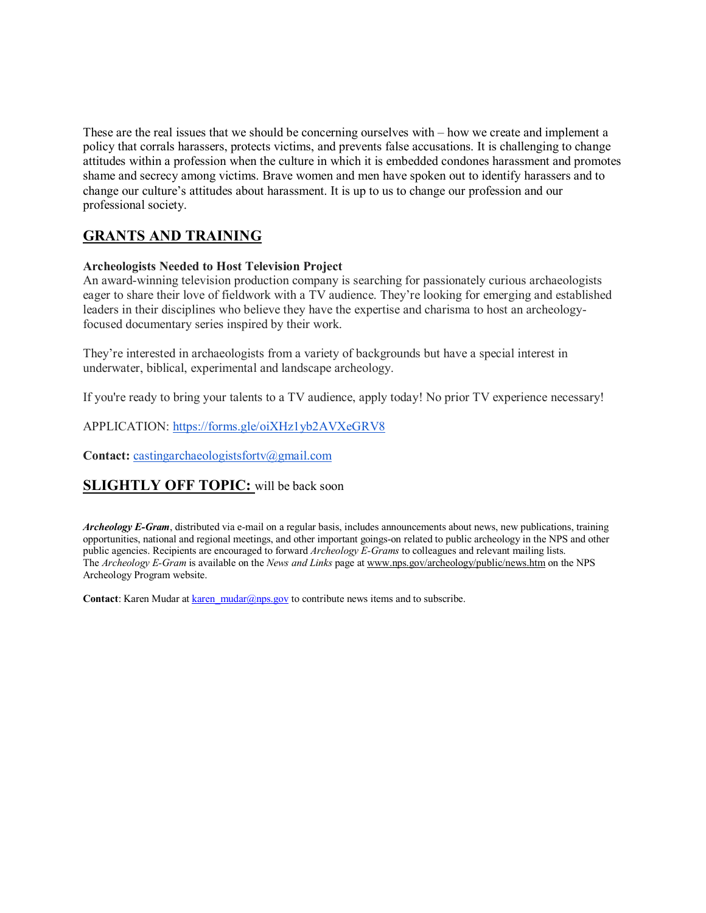These are the real issues that we should be concerning ourselves with – how we create and implement a policy that corrals harassers, protects victims, and prevents false accusations. It is challenging to change attitudes within a profession when the culture in which it is embedded condones harassment and promotes shame and secrecy among victims. Brave women and men have spoken out to identify harassers and to change our culture's attitudes about harassment. It is up to us to change our profession and our professional society.

## GRANTS AND TRAINING

**Archeologists Needed to Host Television Project**

An award-winning television production company is searching for passionately curious archaeologists eager to share their love of fieldwork with a TV audience. They're looking for emerging and established leaders in their disciplines who believe they have the expertise and charisma to host an archeology-focused documentary series inspired by their work.

They're interested in archaeologists from a variety of backgrounds but have a special interest in underwater, biblical, experimental and landscape archeology.

If you're ready to bring your talents to a TV audience, apply today! No prior TV experience necessary!

APPLICATION: https://forms.gle/oiXHz1yb2AVXeGRV8

**Contact:** castingarchaeologistsfortv@gmail.com

## SLIGHTLY OFF TOPIC: will be back soon

***Archeology E-Gram***, distributed via e-mail on a regular basis, includes announcements about news, new publications, training opportunities, national and regional meetings, and other important goings-on related to public archeology in the NPS and other public agencies. Recipients are encouraged to forward *Archeology E-Grams* to colleagues and relevant mailing lists. The *Archeology E-Gram* is available on the *News and Links* page at www.nps.gov/archeology/public/news.htm on the NPS Archeology Program website.

**Contact**: Karen Mudar at karen_mudar@nps.gov to contribute news items and to subscribe.